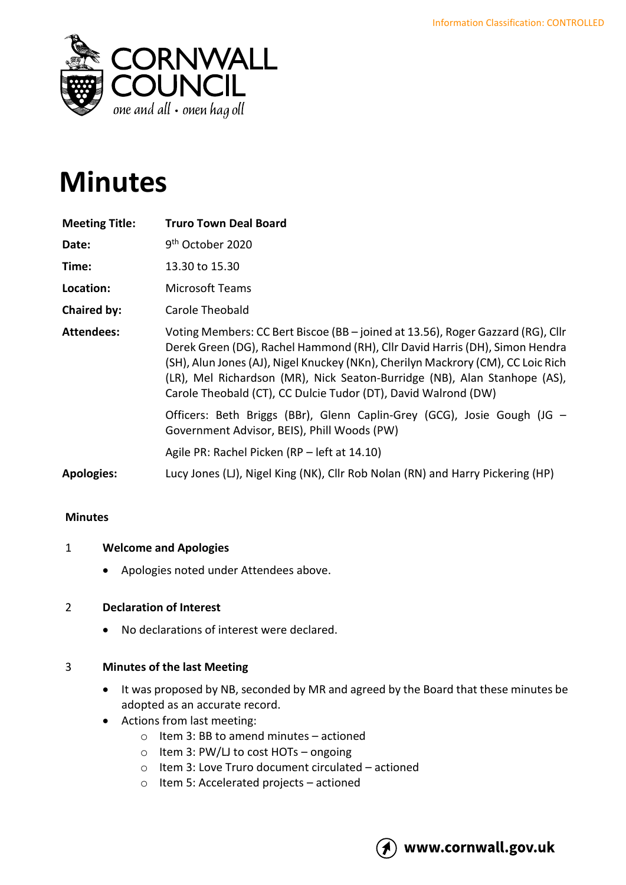Information Classification: CONTROLLED

CORNWALL COUNCIL
one and all • onen hag oll

# Minutes

| | |
|---|---|
| **Meeting Title:** | **Truro Town Deal Board** |
| **Date:** | 9th October 2020 |
| **Time:** | 13.30 to 15.30 |
| **Location:** | Microsoft Teams |
| **Chaired by:** | Carole Theobald |
| **Attendees:** | Voting Members: CC Bert Biscoe (BB – joined at 13.56), Roger Gazzard (RG), Cllr Derek Green (DG), Rachel Hammond (RH), Cllr David Harris (DH), Simon Hendra (SH), Alun Jones (AJ), Nigel Knuckey (NKn), Cherilyn Mackrory (CM), CC Loic Rich (LR), Mel Richardson (MR), Nick Seaton-Burridge (NB), Alan Stanhope (AS), Carole Theobald (CT), CC Dulcie Tudor (DT), David Walrond (DW) |
| | Officers: Beth Briggs (BBr), Glenn Caplin-Grey (GCG), Josie Gough (JG – Government Advisor, BEIS), Phill Woods (PW) |
| | Agile PR: Rachel Picken (RP – left at 14.10) |
| **Apologies:** | Lucy Jones (LJ), Nigel King (NK), Cllr Rob Nolan (RN) and Harry Pickering (HP) |

**Minutes**

## 1 Welcome and Apologies

- Apologies noted under Attendees above.

## 2 Declaration of Interest

- No declarations of interest were declared.

## 3 Minutes of the last Meeting

- It was proposed by NB, seconded by MR and agreed by the Board that these minutes be adopted as an accurate record.
- Actions from last meeting:
  - Item 3: BB to amend minutes – actioned
  - Item 3: PW/LJ to cost HOTs – ongoing
  - Item 3: Love Truro document circulated – actioned
  - Item 5: Accelerated projects – actioned

www.cornwall.gov.uk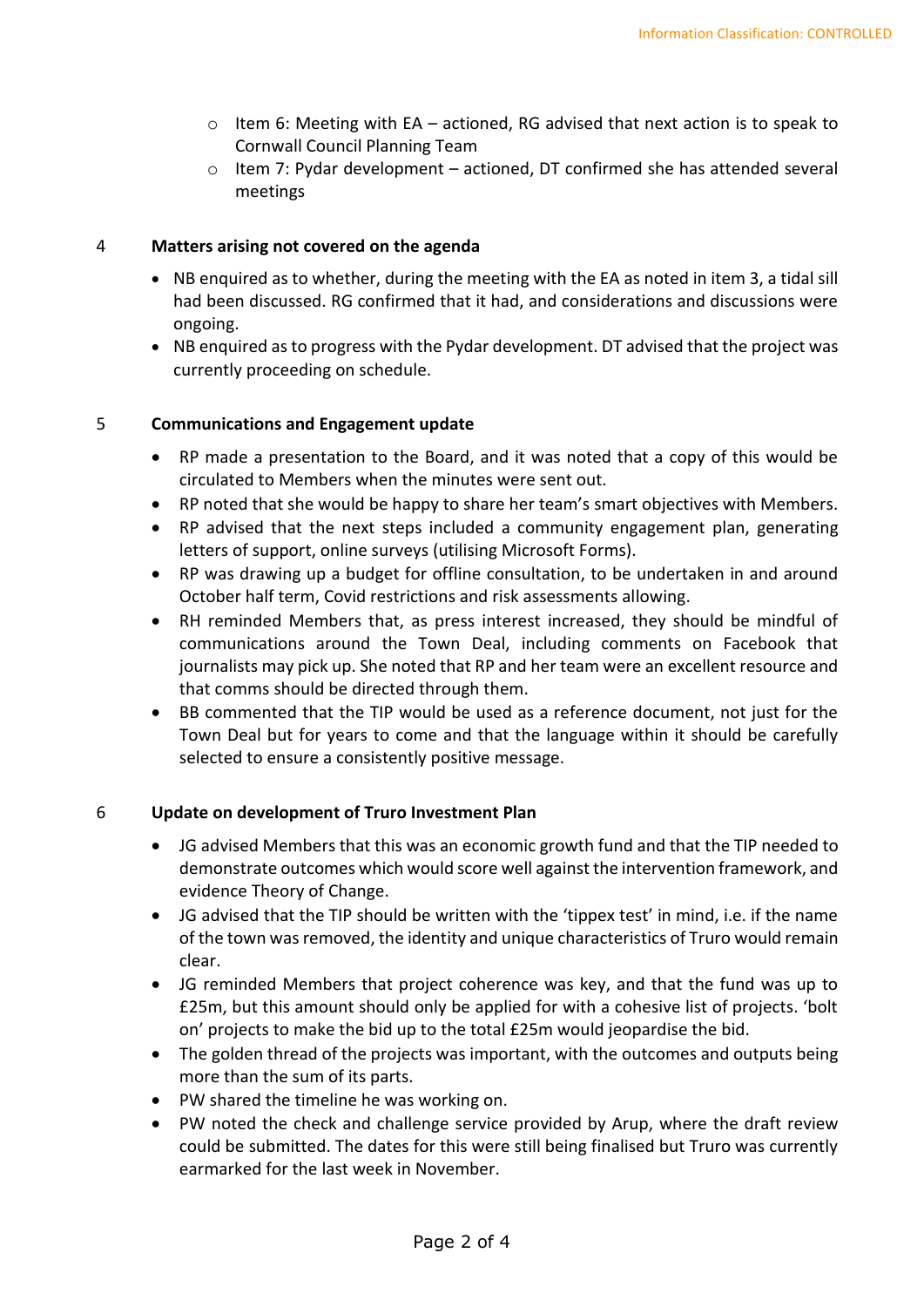- Item 6: Meeting with EA – actioned, RG advised that next action is to speak to Cornwall Council Planning Team
  - Item 7: Pydar development – actioned, DT confirmed she has attended several meetings

## 4 Matters arising not covered on the agenda

- NB enquired as to whether, during the meeting with the EA as noted in item 3, a tidal sill had been discussed. RG confirmed that it had, and considerations and discussions were ongoing.
- NB enquired as to progress with the Pydar development. DT advised that the project was currently proceeding on schedule.

## 5 Communications and Engagement update

- RP made a presentation to the Board, and it was noted that a copy of this would be circulated to Members when the minutes were sent out.
- RP noted that she would be happy to share her team's smart objectives with Members.
- RP advised that the next steps included a community engagement plan, generating letters of support, online surveys (utilising Microsoft Forms).
- RP was drawing up a budget for offline consultation, to be undertaken in and around October half term, Covid restrictions and risk assessments allowing.
- RH reminded Members that, as press interest increased, they should be mindful of communications around the Town Deal, including comments on Facebook that journalists may pick up. She noted that RP and her team were an excellent resource and that comms should be directed through them.
- BB commented that the TIP would be used as a reference document, not just for the Town Deal but for years to come and that the language within it should be carefully selected to ensure a consistently positive message.

## 6 Update on development of Truro Investment Plan

- JG advised Members that this was an economic growth fund and that the TIP needed to demonstrate outcomes which would score well against the intervention framework, and evidence Theory of Change.
- JG advised that the TIP should be written with the 'tippex test' in mind, i.e. if the name of the town was removed, the identity and unique characteristics of Truro would remain clear.
- JG reminded Members that project coherence was key, and that the fund was up to £25m, but this amount should only be applied for with a cohesive list of projects. 'bolt on' projects to make the bid up to the total £25m would jeopardise the bid.
- The golden thread of the projects was important, with the outcomes and outputs being more than the sum of its parts.
- PW shared the timeline he was working on.
- PW noted the check and challenge service provided by Arup, where the draft review could be submitted. The dates for this were still being finalised but Truro was currently earmarked for the last week in November.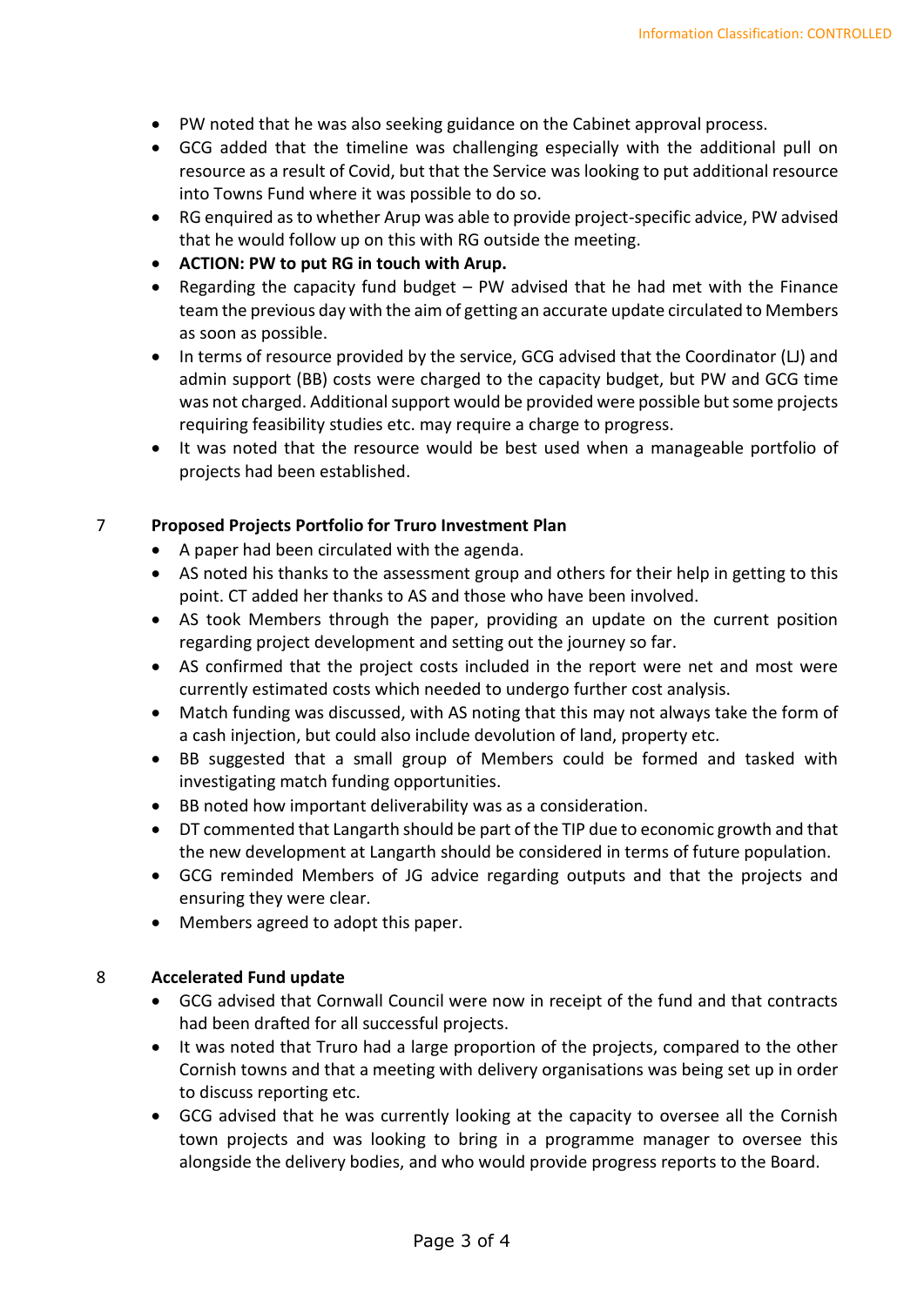- PW noted that he was also seeking guidance on the Cabinet approval process.
- GCG added that the timeline was challenging especially with the additional pull on resource as a result of Covid, but that the Service was looking to put additional resource into Towns Fund where it was possible to do so.
- RG enquired as to whether Arup was able to provide project-specific advice, PW advised that he would follow up on this with RG outside the meeting.
- **ACTION: PW to put RG in touch with Arup.**
- Regarding the capacity fund budget – PW advised that he had met with the Finance team the previous day with the aim of getting an accurate update circulated to Members as soon as possible.
- In terms of resource provided by the service, GCG advised that the Coordinator (LJ) and admin support (BB) costs were charged to the capacity budget, but PW and GCG time was not charged. Additional support would be provided were possible but some projects requiring feasibility studies etc. may require a charge to progress.
- It was noted that the resource would be best used when a manageable portfolio of projects had been established.

## 7 Proposed Projects Portfolio for Truro Investment Plan

- A paper had been circulated with the agenda.
- AS noted his thanks to the assessment group and others for their help in getting to this point. CT added her thanks to AS and those who have been involved.
- AS took Members through the paper, providing an update on the current position regarding project development and setting out the journey so far.
- AS confirmed that the project costs included in the report were net and most were currently estimated costs which needed to undergo further cost analysis.
- Match funding was discussed, with AS noting that this may not always take the form of a cash injection, but could also include devolution of land, property etc.
- BB suggested that a small group of Members could be formed and tasked with investigating match funding opportunities.
- BB noted how important deliverability was as a consideration.
- DT commented that Langarth should be part of the TIP due to economic growth and that the new development at Langarth should be considered in terms of future population.
- GCG reminded Members of JG advice regarding outputs and that the projects and ensuring they were clear.
- Members agreed to adopt this paper.

## 8 Accelerated Fund update

- GCG advised that Cornwall Council were now in receipt of the fund and that contracts had been drafted for all successful projects.
- It was noted that Truro had a large proportion of the projects, compared to the other Cornish towns and that a meeting with delivery organisations was being set up in order to discuss reporting etc.
- GCG advised that he was currently looking at the capacity to oversee all the Cornish town projects and was looking to bring in a programme manager to oversee this alongside the delivery bodies, and who would provide progress reports to the Board.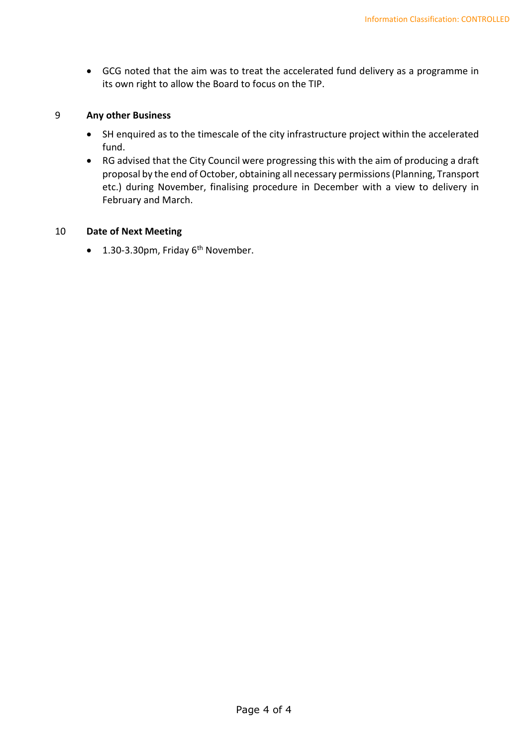- GCG noted that the aim was to treat the accelerated fund delivery as a programme in its own right to allow the Board to focus on the TIP.

## 9 Any other Business

- SH enquired as to the timescale of the city infrastructure project within the accelerated fund.
- RG advised that the City Council were progressing this with the aim of producing a draft proposal by the end of October, obtaining all necessary permissions (Planning, Transport etc.) during November, finalising procedure in December with a view to delivery in February and March.

## 10 Date of Next Meeting

- 1.30-3.30pm, Friday 6th November.